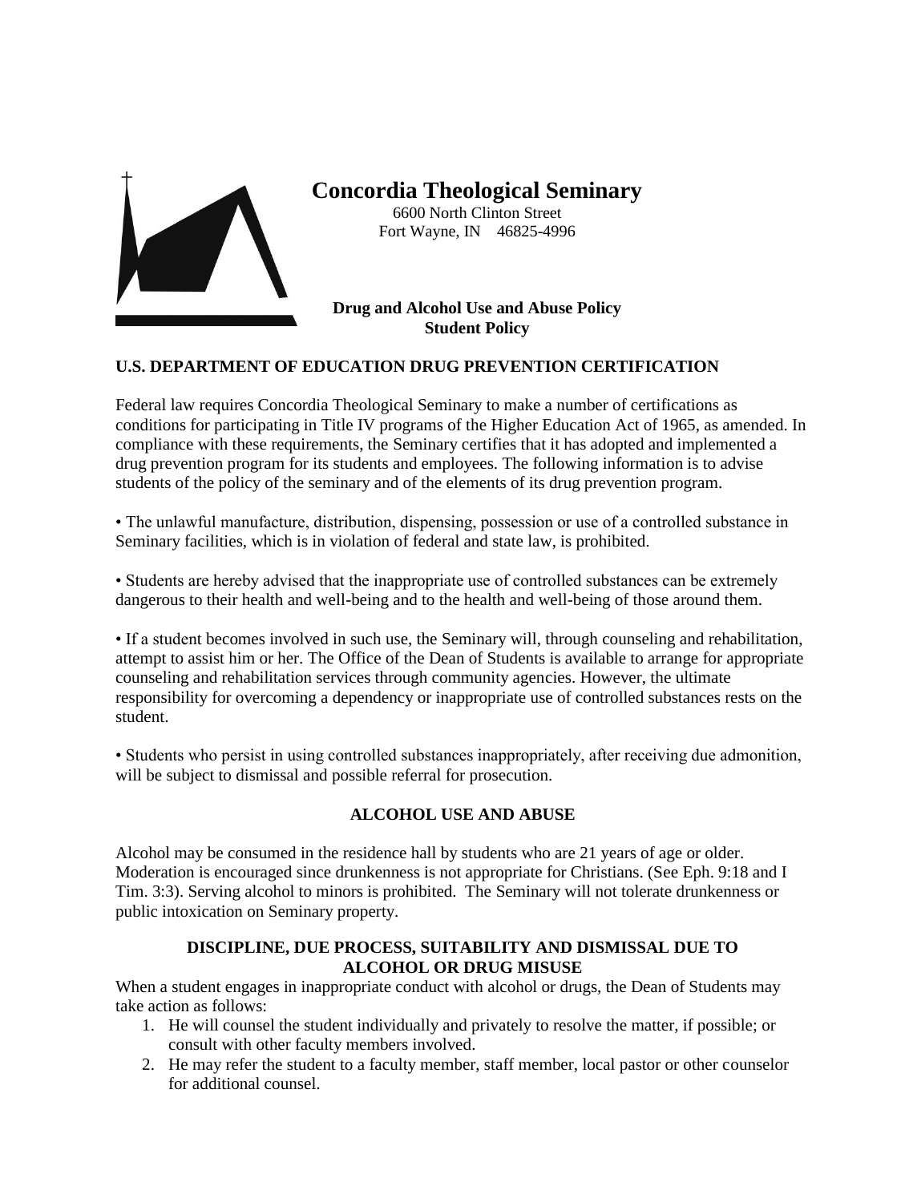# Concordia Theological Seminary

6600 North Clinton Street
Fort Wayne, IN 46825-4996

**Drug and Alcohol Use and Abuse Policy**
**Student Policy**

## U.S. DEPARTMENT OF EDUCATION DRUG PREVENTION CERTIFICATION

Federal law requires Concordia Theological Seminary to make a number of certifications as conditions for participating in Title IV programs of the Higher Education Act of 1965, as amended. In compliance with these requirements, the Seminary certifies that it has adopted and implemented a drug prevention program for its students and employees. The following information is to advise students of the policy of the seminary and of the elements of its drug prevention program.

• The unlawful manufacture, distribution, dispensing, possession or use of a controlled substance in Seminary facilities, which is in violation of federal and state law, is prohibited.

• Students are hereby advised that the inappropriate use of controlled substances can be extremely dangerous to their health and well-being and to the health and well-being of those around them.

• If a student becomes involved in such use, the Seminary will, through counseling and rehabilitation, attempt to assist him or her. The Office of the Dean of Students is available to arrange for appropriate counseling and rehabilitation services through community agencies. However, the ultimate responsibility for overcoming a dependency or inappropriate use of controlled substances rests on the student.

• Students who persist in using controlled substances inappropriately, after receiving due admonition, will be subject to dismissal and possible referral for prosecution.

## ALCOHOL USE AND ABUSE

Alcohol may be consumed in the residence hall by students who are 21 years of age or older. Moderation is encouraged since drunkenness is not appropriate for Christians. (See Eph. 9:18 and I Tim. 3:3). Serving alcohol to minors is prohibited. The Seminary will not tolerate drunkenness or public intoxication on Seminary property.

## DISCIPLINE, DUE PROCESS, SUITABILITY AND DISMISSAL DUE TO ALCOHOL OR DRUG MISUSE

When a student engages in inappropriate conduct with alcohol or drugs, the Dean of Students may take action as follows:

1. He will counsel the student individually and privately to resolve the matter, if possible; or consult with other faculty members involved.
2. He may refer the student to a faculty member, staff member, local pastor or other counselor for additional counsel.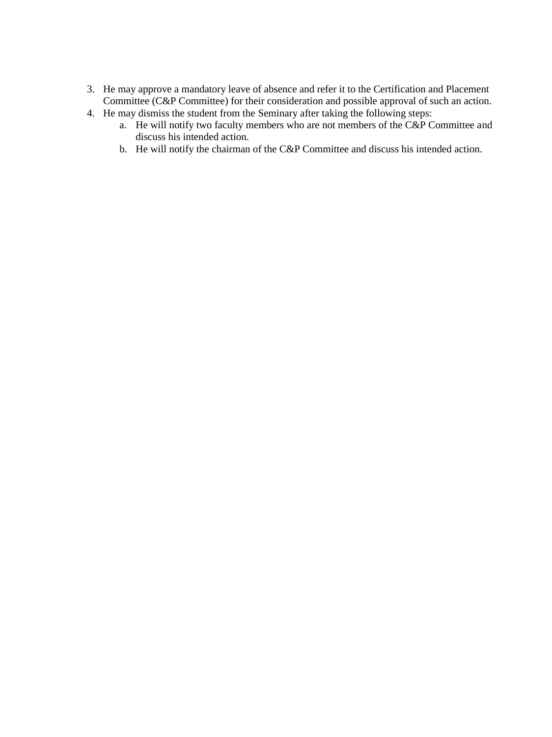3. He may approve a mandatory leave of absence and refer it to the Certification and Placement Committee (C&P Committee) for their consideration and possible approval of such an action.
4. He may dismiss the student from the Seminary after taking the following steps:
   a. He will notify two faculty members who are not members of the C&P Committee and discuss his intended action.
   b. He will notify the chairman of the C&P Committee and discuss his intended action.